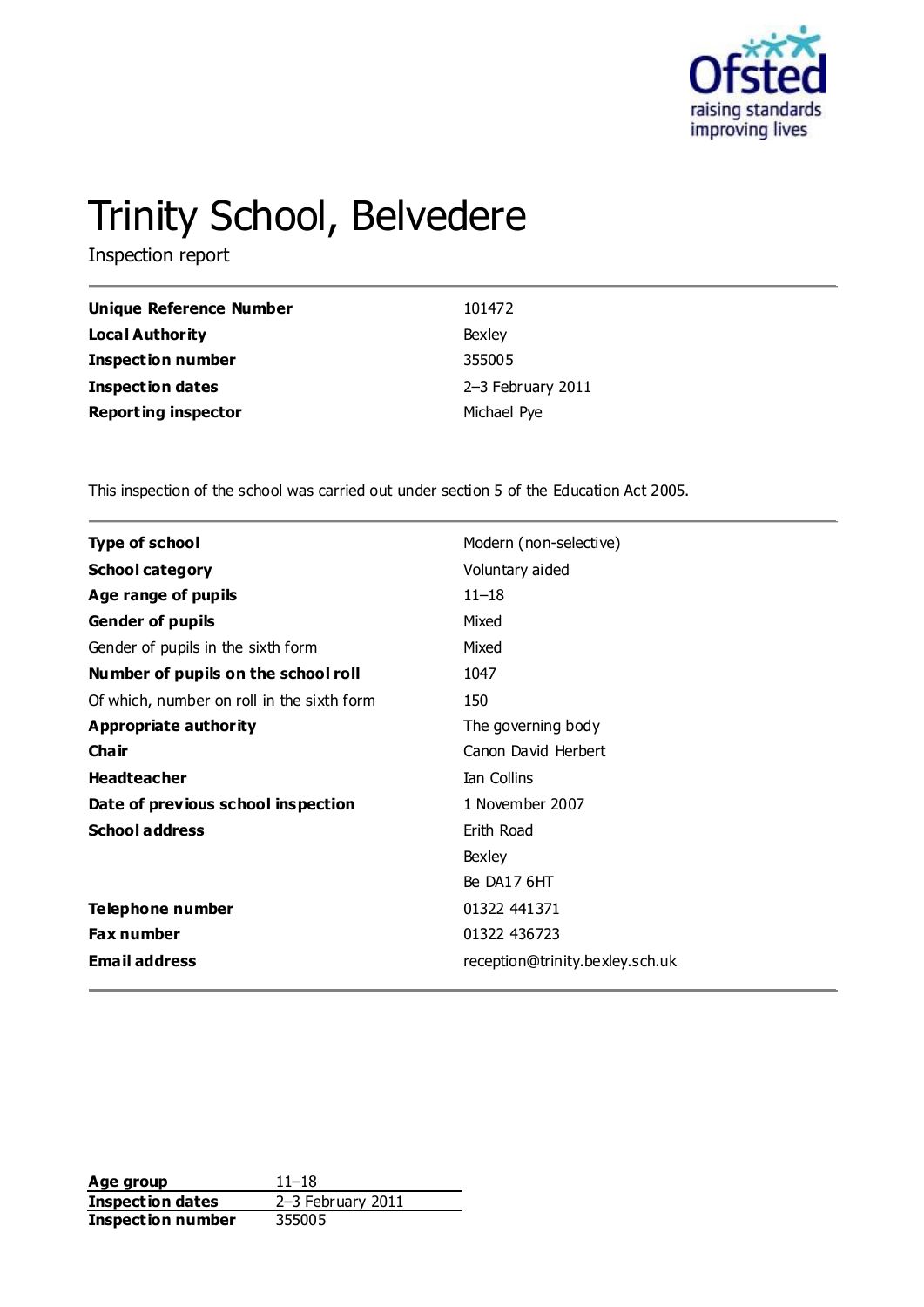# Trinity School, Belvedere

Inspection report

| | |
|---|---|
| **Unique Reference Number** | 101472 |
| **Local Authority** | Bexley |
| **Inspection number** | 355005 |
| **Inspection dates** | 2–3 February 2011 |
| **Reporting inspector** | Michael Pye |

This inspection of the school was carried out under section 5 of the Education Act 2005.

| | |
|---|---|
| **Type of school** | Modern (non-selective) |
| **School category** | Voluntary aided |
| **Age range of pupils** | 11–18 |
| **Gender of pupils** | Mixed |
| Gender of pupils in the sixth form | Mixed |
| **Number of pupils on the school roll** | 1047 |
| Of which, number on roll in the sixth form | 150 |
| **Appropriate authority** | The governing body |
| **Chair** | Canon David Herbert |
| **Headteacher** | Ian Collins |
| **Date of previous school inspection** | 1 November 2007 |
| **School address** | Erith Road |
| | Bexley |
| | Be DA17 6HT |
| **Telephone number** | 01322 441371 |
| **Fax number** | 01322 436723 |
| **Email address** | reception@trinity.bexley.sch.uk |

| | |
|---|---|
| **Age group** | 11–18 |
| **Inspection dates** | 2–3 February 2011 |
| **Inspection number** | 355005 |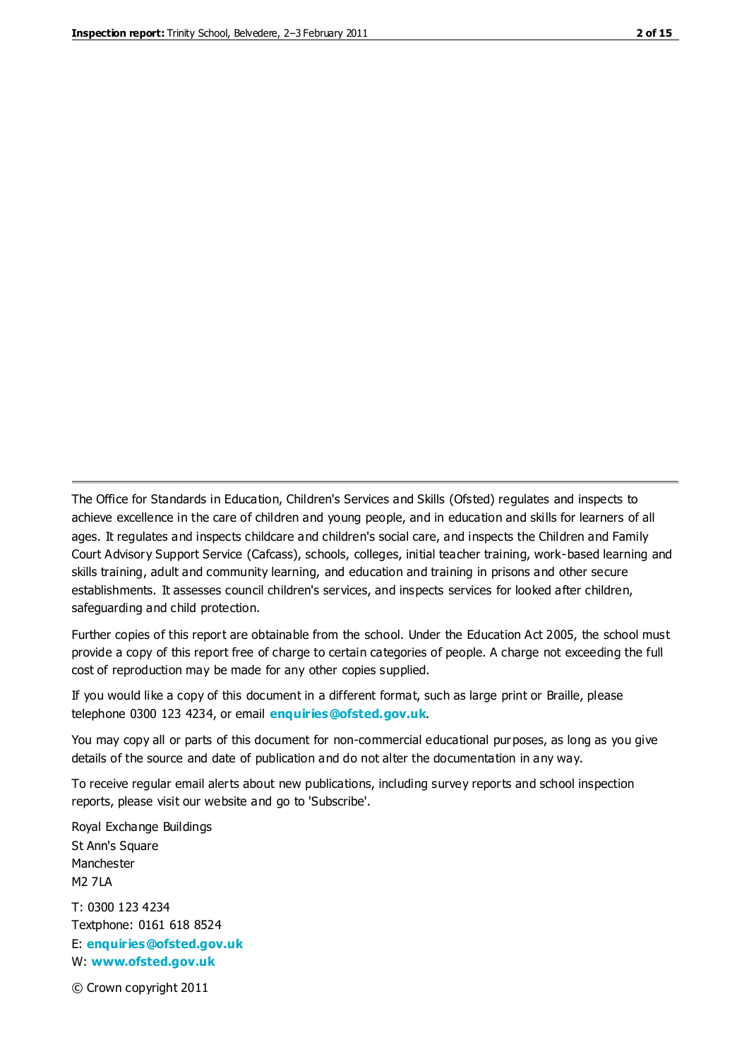The Office for Standards in Education, Children's Services and Skills (Ofsted) regulates and inspects to achieve excellence in the care of children and young people, and in education and skills for learners of all ages. It regulates and inspects childcare and children's social care, and inspects the Children and Family Court Advisory Support Service (Cafcass), schools, colleges, initial teacher training, work-based learning and skills training, adult and community learning, and education and training in prisons and other secure establishments. It assesses council children's services, and inspects services for looked after children, safeguarding and child protection.

Further copies of this report are obtainable from the school. Under the Education Act 2005, the school must provide a copy of this report free of charge to certain categories of people. A charge not exceeding the full cost of reproduction may be made for any other copies supplied.

If you would like a copy of this document in a different format, such as large print or Braille, please telephone 0300 123 4234, or email **enquiries@ofsted.gov.uk**.

You may copy all or parts of this document for non-commercial educational purposes, as long as you give details of the source and date of publication and do not alter the documentation in any way.

To receive regular email alerts about new publications, including survey reports and school inspection reports, please visit our website and go to 'Subscribe'.

Royal Exchange Buildings
St Ann's Square
Manchester
M2 7LA

T: 0300 123 4234
Textphone: 0161 618 8524
E: **enquiries@ofsted.gov.uk**
W: **www.ofsted.gov.uk**

© Crown copyright 2011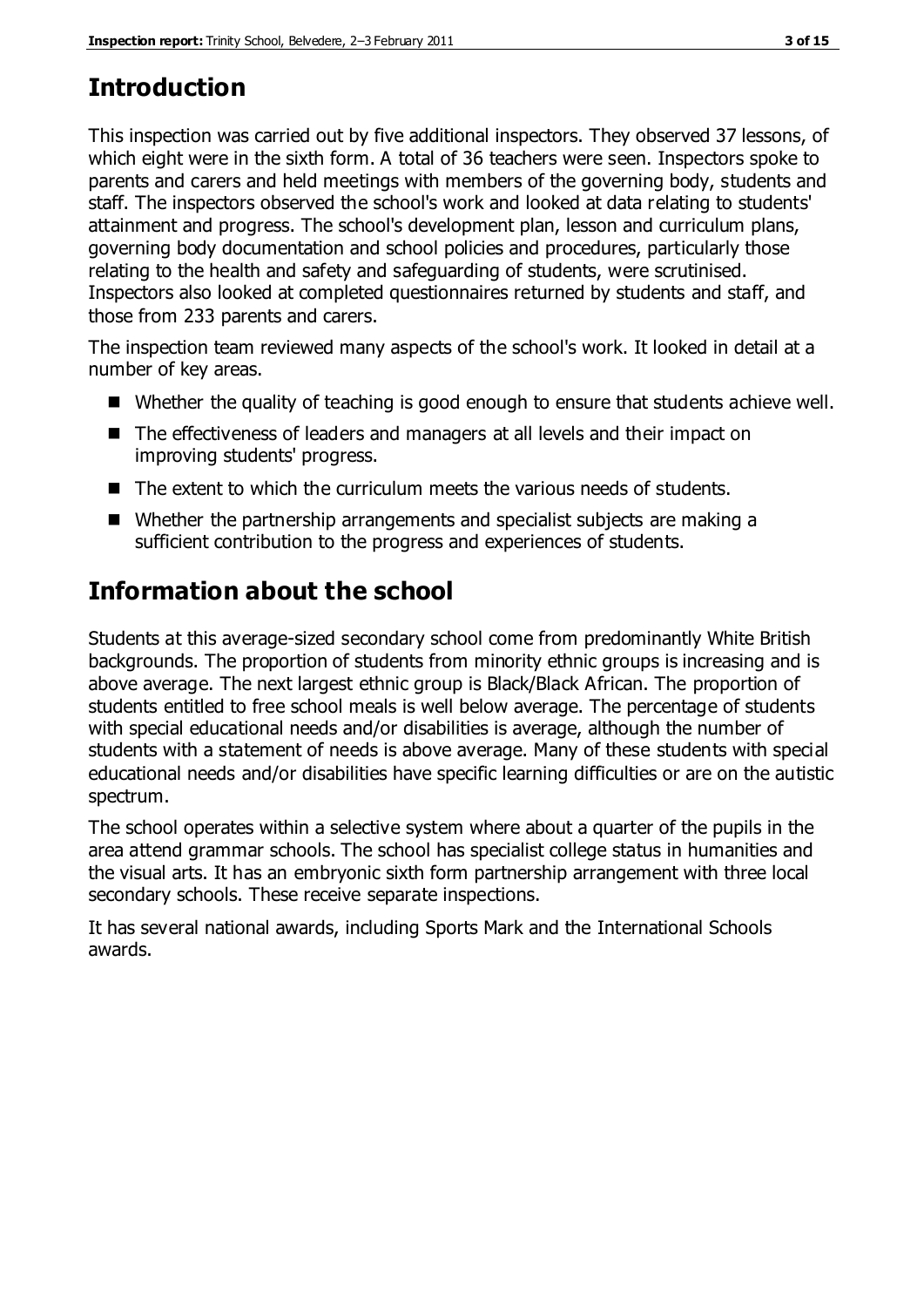## Introduction

This inspection was carried out by five additional inspectors. They observed 37 lessons, of which eight were in the sixth form. A total of 36 teachers were seen. Inspectors spoke to parents and carers and held meetings with members of the governing body, students and staff. The inspectors observed the school's work and looked at data relating to students' attainment and progress. The school's development plan, lesson and curriculum plans, governing body documentation and school policies and procedures, particularly those relating to the health and safety and safeguarding of students, were scrutinised. Inspectors also looked at completed questionnaires returned by students and staff, and those from 233 parents and carers.

The inspection team reviewed many aspects of the school's work. It looked in detail at a number of key areas.

- Whether the quality of teaching is good enough to ensure that students achieve well.
- The effectiveness of leaders and managers at all levels and their impact on improving students' progress.
- The extent to which the curriculum meets the various needs of students.
- Whether the partnership arrangements and specialist subjects are making a sufficient contribution to the progress and experiences of students.

## Information about the school

Students at this average-sized secondary school come from predominantly White British backgrounds. The proportion of students from minority ethnic groups is increasing and is above average. The next largest ethnic group is Black/Black African. The proportion of students entitled to free school meals is well below average. The percentage of students with special educational needs and/or disabilities is average, although the number of students with a statement of needs is above average. Many of these students with special educational needs and/or disabilities have specific learning difficulties or are on the autistic spectrum.

The school operates within a selective system where about a quarter of the pupils in the area attend grammar schools. The school has specialist college status in humanities and the visual arts. It has an embryonic sixth form partnership arrangement with three local secondary schools. These receive separate inspections.

It has several national awards, including Sports Mark and the International Schools awards.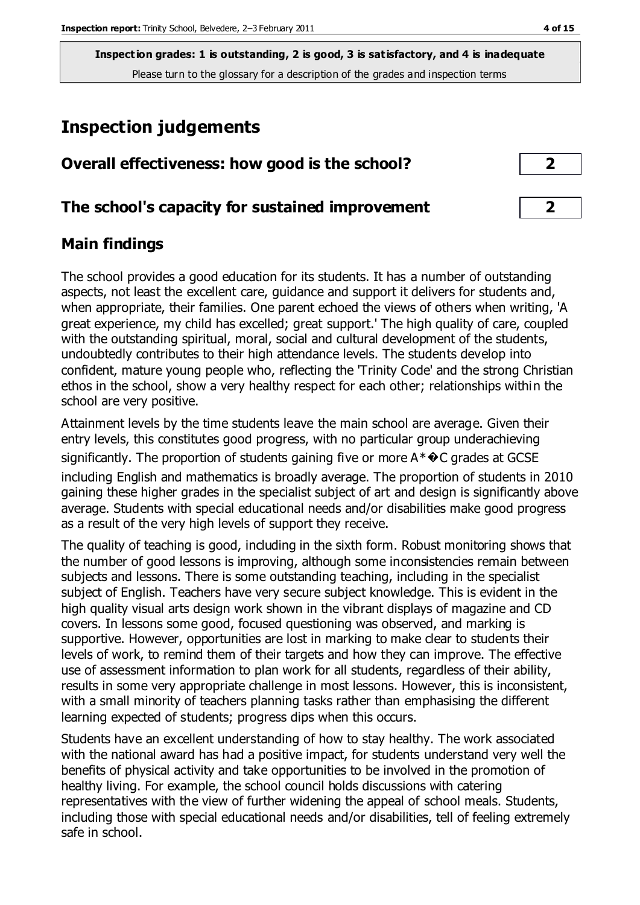**Inspection grades: 1 is outstanding, 2 is good, 3 is satisfactory, and 4 is inadequate**
Please turn to the glossary for a description of the grades and inspection terms

# Inspection judgements

| | |
|---|---|
| **Overall effectiveness: how good is the school?** | **2** |
| **The school's capacity for sustained improvement** | **2** |

## Main findings

The school provides a good education for its students. It has a number of outstanding aspects, not least the excellent care, guidance and support it delivers for students and, when appropriate, their families. One parent echoed the views of others when writing, 'A great experience, my child has excelled; great support.' The high quality of care, coupled with the outstanding spiritual, moral, social and cultural development of the students, undoubtedly contributes to their high attendance levels. The students develop into confident, mature young people who, reflecting the 'Trinity Code' and the strong Christian ethos in the school, show a very healthy respect for each other; relationships within the school are very positive.

Attainment levels by the time students leave the main school are average. Given their entry levels, this constitutes good progress, with no particular group underachieving significantly. The proportion of students gaining five or more A*�C grades at GCSE including English and mathematics is broadly average. The proportion of students in 2010 gaining these higher grades in the specialist subject of art and design is significantly above average. Students with special educational needs and/or disabilities make good progress as a result of the very high levels of support they receive.

The quality of teaching is good, including in the sixth form. Robust monitoring shows that the number of good lessons is improving, although some inconsistencies remain between subjects and lessons. There is some outstanding teaching, including in the specialist subject of English. Teachers have very secure subject knowledge. This is evident in the high quality visual arts design work shown in the vibrant displays of magazine and CD covers. In lessons some good, focused questioning was observed, and marking is supportive. However, opportunities are lost in marking to make clear to students their levels of work, to remind them of their targets and how they can improve. The effective use of assessment information to plan work for all students, regardless of their ability, results in some very appropriate challenge in most lessons. However, this is inconsistent, with a small minority of teachers planning tasks rather than emphasising the different learning expected of students; progress dips when this occurs.

Students have an excellent understanding of how to stay healthy. The work associated with the national award has had a positive impact, for students understand very well the benefits of physical activity and take opportunities to be involved in the promotion of healthy living. For example, the school council holds discussions with catering representatives with the view of further widening the appeal of school meals. Students, including those with special educational needs and/or disabilities, tell of feeling extremely safe in school.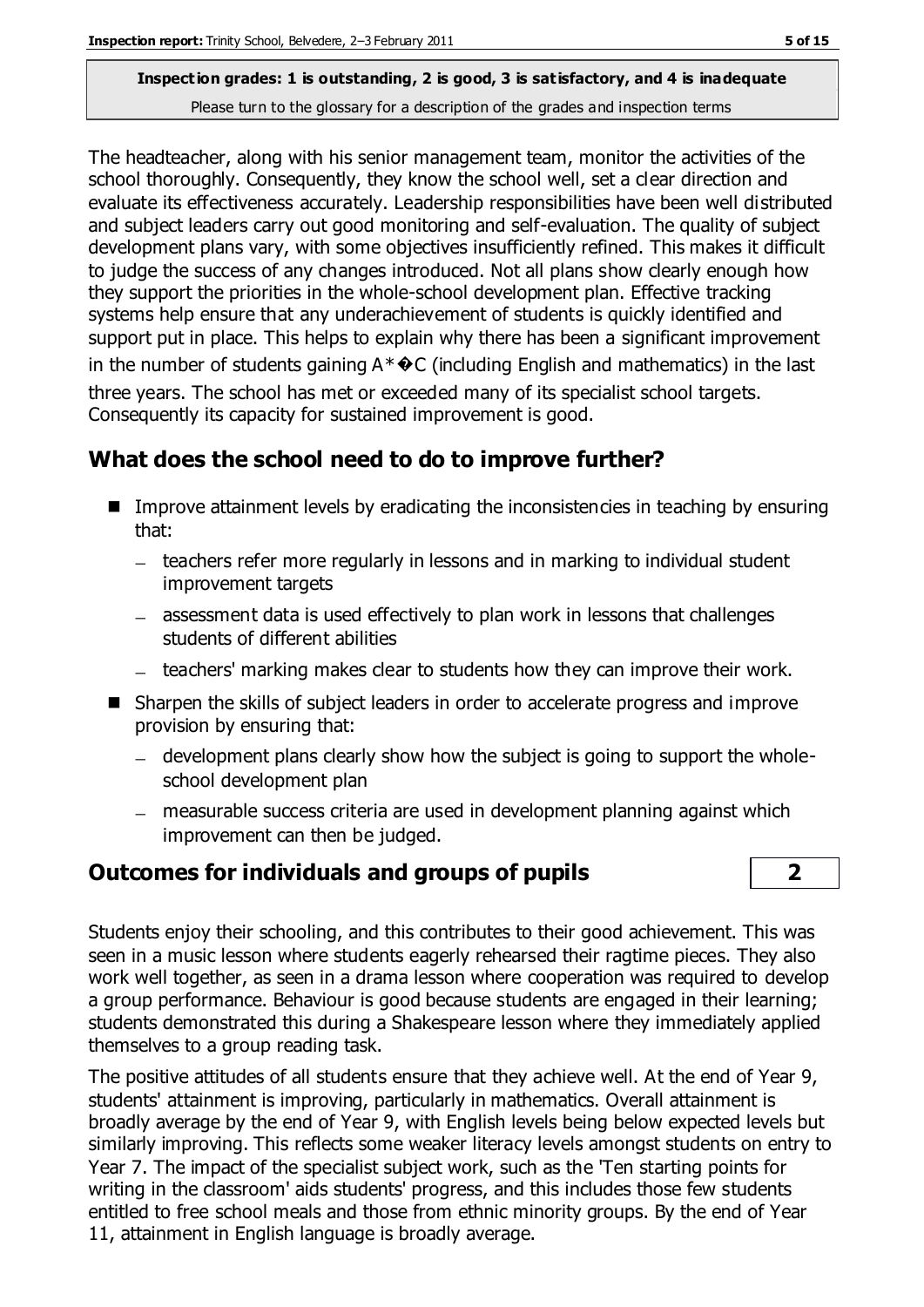The headteacher, along with his senior management team, monitor the activities of the school thoroughly. Consequently, they know the school well, set a clear direction and evaluate its effectiveness accurately. Leadership responsibilities have been well distributed and subject leaders carry out good monitoring and self-evaluation. The quality of subject development plans vary, with some objectives insufficiently refined. This makes it difficult to judge the success of any changes introduced. Not all plans show clearly enough how they support the priorities in the whole-school development plan. Effective tracking systems help ensure that any underachievement of students is quickly identified and support put in place. This helps to explain why there has been a significant improvement in the number of students gaining A*�C (including English and mathematics) in the last three years. The school has met or exceeded many of its specialist school targets. Consequently its capacity for sustained improvement is good.

## What does the school need to do to improve further?

- Improve attainment levels by eradicating the inconsistencies in teaching by ensuring that:
  - teachers refer more regularly in lessons and in marking to individual student improvement targets
  - assessment data is used effectively to plan work in lessons that challenges students of different abilities
  - teachers' marking makes clear to students how they can improve their work.
- Sharpen the skills of subject leaders in order to accelerate progress and improve provision by ensuring that:
  - development plans clearly show how the subject is going to support the whole-school development plan
  - measurable success criteria are used in development planning against which improvement can then be judged.

## Outcomes for individuals and groups of pupils

**2**

Students enjoy their schooling, and this contributes to their good achievement. This was seen in a music lesson where students eagerly rehearsed their ragtime pieces. They also work well together, as seen in a drama lesson where cooperation was required to develop a group performance. Behaviour is good because students are engaged in their learning; students demonstrated this during a Shakespeare lesson where they immediately applied themselves to a group reading task.

The positive attitudes of all students ensure that they achieve well. At the end of Year 9, students' attainment is improving, particularly in mathematics. Overall attainment is broadly average by the end of Year 9, with English levels being below expected levels but similarly improving. This reflects some weaker literacy levels amongst students on entry to Year 7. The impact of the specialist subject work, such as the 'Ten starting points for writing in the classroom' aids students' progress, and this includes those few students entitled to free school meals and those from ethnic minority groups. By the end of Year 11, attainment in English language is broadly average.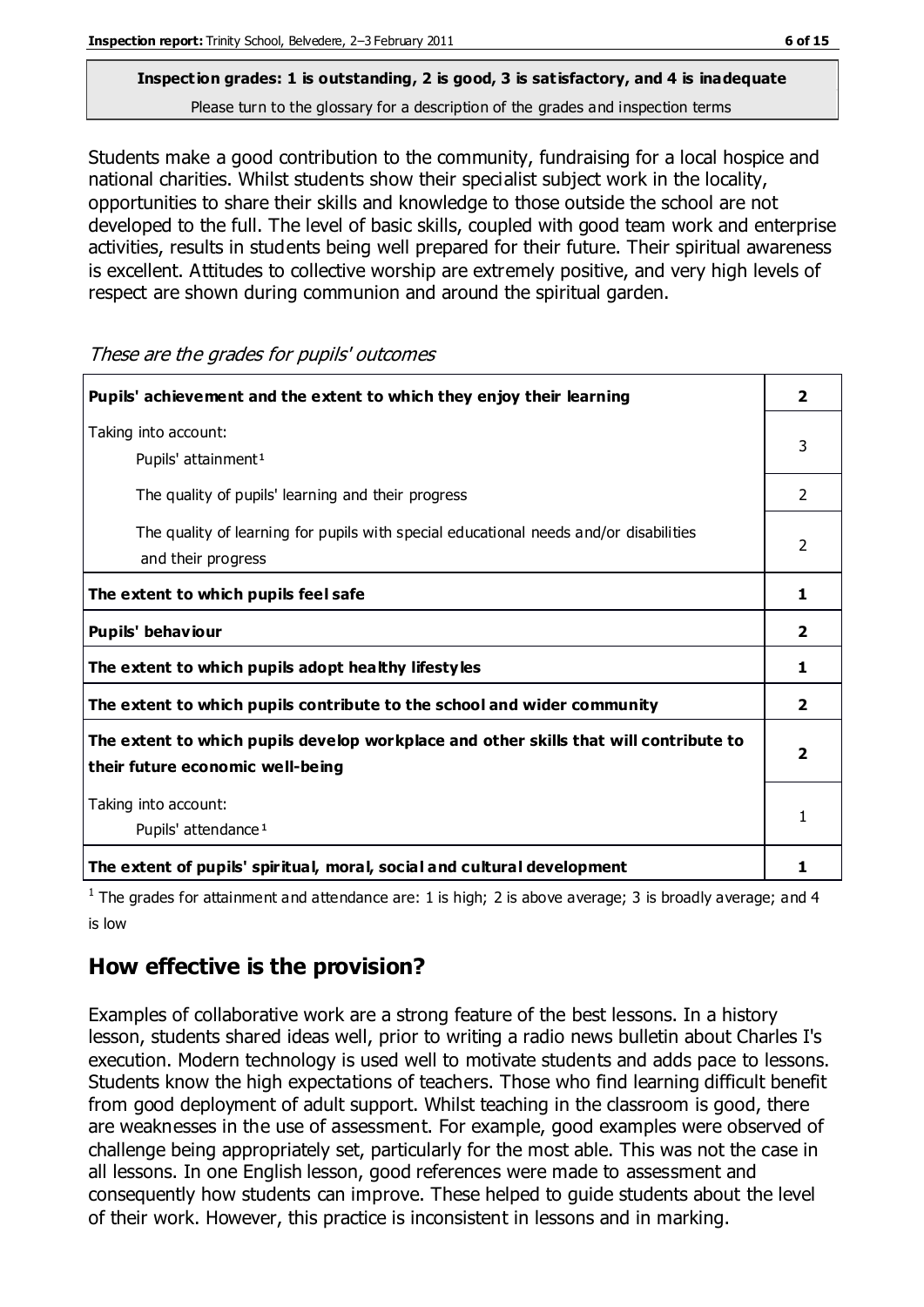**Inspection grades: 1 is outstanding, 2 is good, 3 is satisfactory, and 4 is inadequate**
Please turn to the glossary for a description of the grades and inspection terms

Students make a good contribution to the community, fundraising for a local hospice and national charities. Whilst students show their specialist subject work in the locality, opportunities to share their skills and knowledge to those outside the school are not developed to the full. The level of basic skills, coupled with good team work and enterprise activities, results in students being well prepared for their future. Their spiritual awareness is excellent. Attitudes to collective worship are extremely positive, and very high levels of respect are shown during communion and around the spiritual garden.

*These are the grades for pupils' outcomes*

| | |
|---|---|
| **Pupils' achievement and the extent to which they enjoy their learning** | **2** |
| Taking into account: Pupils' attainment[1] | 3 |
| The quality of pupils' learning and their progress | 2 |
| The quality of learning for pupils with special educational needs and/or disabilities and their progress | 2 |
| **The extent to which pupils feel safe** | **1** |
| **Pupils' behaviour** | **2** |
| **The extent to which pupils adopt healthy lifestyles** | **1** |
| **The extent to which pupils contribute to the school and wider community** | **2** |
| **The extent to which pupils develop workplace and other skills that will contribute to their future economic well-being** | **2** |
| Taking into account: Pupils' attendance[1] | 1 |
| **The extent of pupils' spiritual, moral, social and cultural development** | **1** |

[1] The grades for attainment and attendance are: 1 is high; 2 is above average; 3 is broadly average; and 4 is low

## How effective is the provision?

Examples of collaborative work are a strong feature of the best lessons. In a history lesson, students shared ideas well, prior to writing a radio news bulletin about Charles I's execution. Modern technology is used well to motivate students and adds pace to lessons. Students know the high expectations of teachers. Those who find learning difficult benefit from good deployment of adult support. Whilst teaching in the classroom is good, there are weaknesses in the use of assessment. For example, good examples were observed of challenge being appropriately set, particularly for the most able. This was not the case in all lessons. In one English lesson, good references were made to assessment and consequently how students can improve. These helped to guide students about the level of their work. However, this practice is inconsistent in lessons and in marking.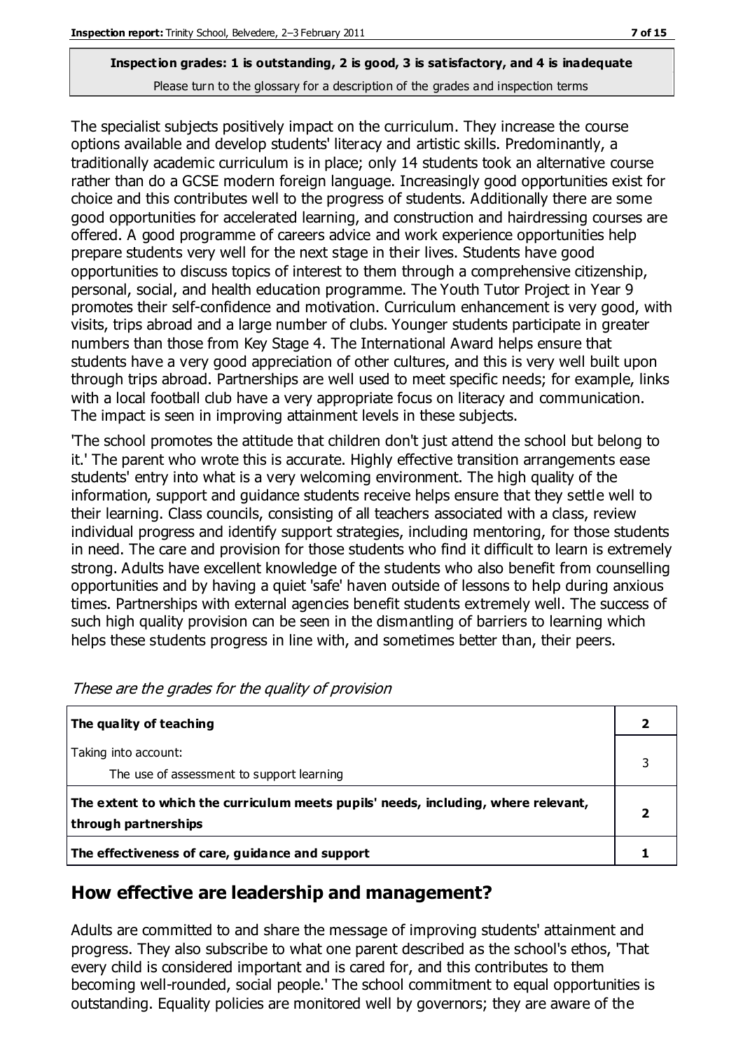**Inspection grades: 1 is outstanding, 2 is good, 3 is satisfactory, and 4 is inadequate**
Please turn to the glossary for a description of the grades and inspection terms

The specialist subjects positively impact on the curriculum. They increase the course options available and develop students' literacy and artistic skills. Predominantly, a traditionally academic curriculum is in place; only 14 students took an alternative course rather than do a GCSE modern foreign language. Increasingly good opportunities exist for choice and this contributes well to the progress of students. Additionally there are some good opportunities for accelerated learning, and construction and hairdressing courses are offered. A good programme of careers advice and work experience opportunities help prepare students very well for the next stage in their lives. Students have good opportunities to discuss topics of interest to them through a comprehensive citizenship, personal, social, and health education programme. The Youth Tutor Project in Year 9 promotes their self-confidence and motivation. Curriculum enhancement is very good, with visits, trips abroad and a large number of clubs. Younger students participate in greater numbers than those from Key Stage 4. The International Award helps ensure that students have a very good appreciation of other cultures, and this is very well built upon through trips abroad. Partnerships are well used to meet specific needs; for example, links with a local football club have a very appropriate focus on literacy and communication. The impact is seen in improving attainment levels in these subjects.

'The school promotes the attitude that children don't just attend the school but belong to it.' The parent who wrote this is accurate. Highly effective transition arrangements ease students' entry into what is a very welcoming environment. The high quality of the information, support and guidance students receive helps ensure that they settle well to their learning. Class councils, consisting of all teachers associated with a class, review individual progress and identify support strategies, including mentoring, for those students in need. The care and provision for those students who find it difficult to learn is extremely strong. Adults have excellent knowledge of the students who also benefit from counselling opportunities and by having a quiet 'safe' haven outside of lessons to help during anxious times. Partnerships with external agencies benefit students extremely well. The success of such high quality provision can be seen in the dismantling of barriers to learning which helps these students progress in line with, and sometimes better than, their peers.

*These are the grades for the quality of provision*

| | |
|---|---|
| **The quality of teaching** | **2** |
| Taking into account:<br>The use of assessment to support learning | 3 |
| **The extent to which the curriculum meets pupils' needs, including, where relevant, through partnerships** | **2** |
| **The effectiveness of care, guidance and support** | **1** |

## How effective are leadership and management?

Adults are committed to and share the message of improving students' attainment and progress. They also subscribe to what one parent described as the school's ethos, 'That every child is considered important and is cared for, and this contributes to them becoming well-rounded, social people.' The school commitment to equal opportunities is outstanding. Equality policies are monitored well by governors; they are aware of the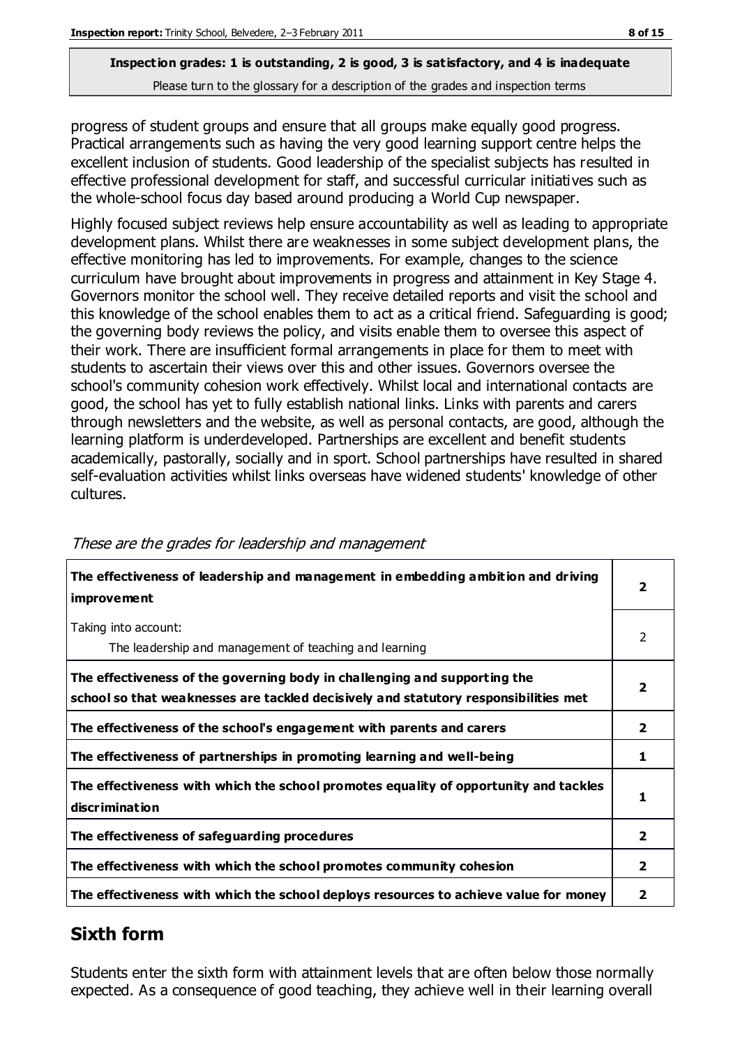**Inspection grades: 1 is outstanding, 2 is good, 3 is satisfactory, and 4 is inadequate**
Please turn to the glossary for a description of the grades and inspection terms

progress of student groups and ensure that all groups make equally good progress. Practical arrangements such as having the very good learning support centre helps the excellent inclusion of students. Good leadership of the specialist subjects has resulted in effective professional development for staff, and successful curricular initiatives such as the whole-school focus day based around producing a World Cup newspaper.

Highly focused subject reviews help ensure accountability as well as leading to appropriate development plans. Whilst there are weaknesses in some subject development plans, the effective monitoring has led to improvements. For example, changes to the science curriculum have brought about improvements in progress and attainment in Key Stage 4. Governors monitor the school well. They receive detailed reports and visit the school and this knowledge of the school enables them to act as a critical friend. Safeguarding is good; the governing body reviews the policy, and visits enable them to oversee this aspect of their work. There are insufficient formal arrangements in place for them to meet with students to ascertain their views over this and other issues. Governors oversee the school's community cohesion work effectively. Whilst local and international contacts are good, the school has yet to fully establish national links. Links with parents and carers through newsletters and the website, as well as personal contacts, are good, although the learning platform is underdeveloped. Partnerships are excellent and benefit students academically, pastorally, socially and in sport. School partnerships have resulted in shared self-evaluation activities whilst links overseas have widened students' knowledge of other cultures.

*These are the grades for leadership and management*

| | |
|---|---|
| **The effectiveness of leadership and management in embedding ambition and driving improvement** | **2** |
| Taking into account: The leadership and management of teaching and learning | 2 |
| **The effectiveness of the governing body in challenging and supporting the school so that weaknesses are tackled decisively and statutory responsibilities met** | **2** |
| **The effectiveness of the school's engagement with parents and carers** | **2** |
| **The effectiveness of partnerships in promoting learning and well-being** | **1** |
| **The effectiveness with which the school promotes equality of opportunity and tackles discrimination** | **1** |
| **The effectiveness of safeguarding procedures** | **2** |
| **The effectiveness with which the school promotes community cohesion** | **2** |
| **The effectiveness with which the school deploys resources to achieve value for money** | **2** |

## Sixth form

Students enter the sixth form with attainment levels that are often below those normally expected. As a consequence of good teaching, they achieve well in their learning overall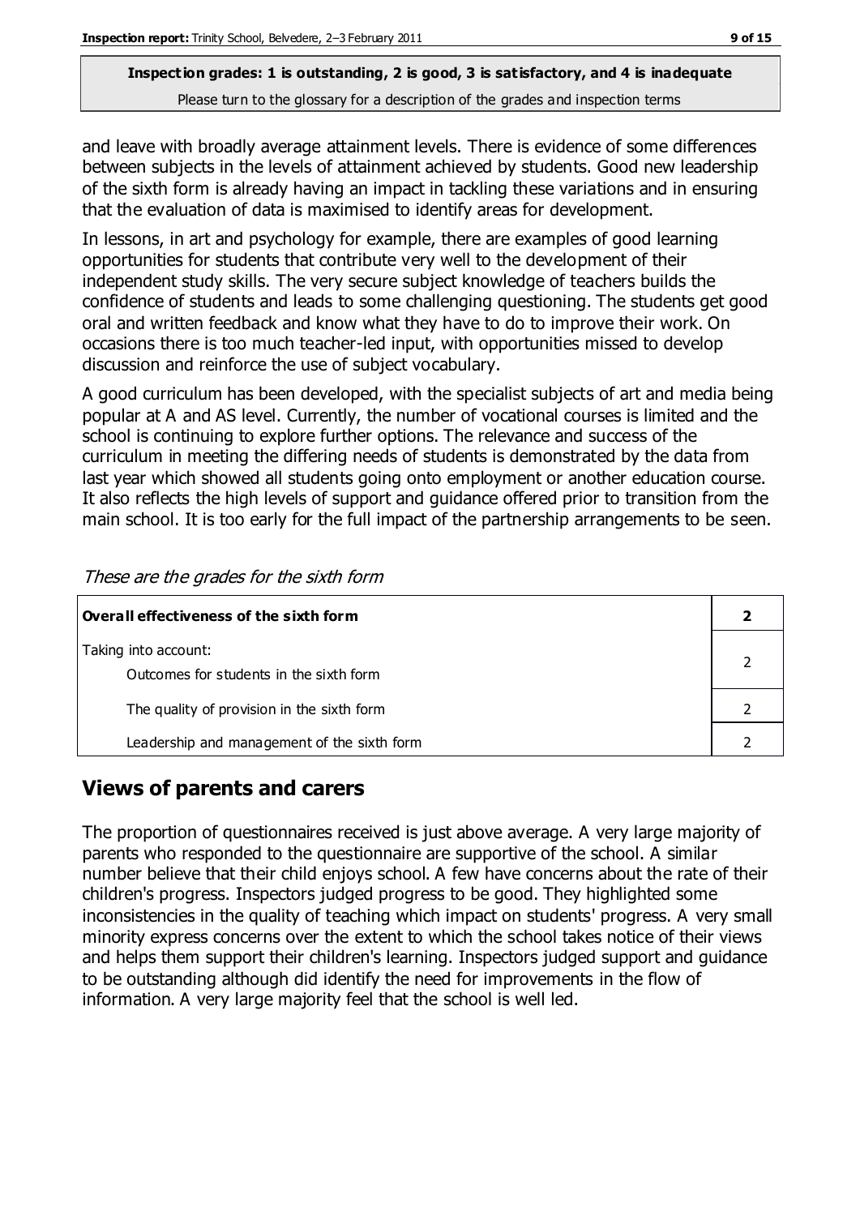and leave with broadly average attainment levels. There is evidence of some differences between subjects in the levels of attainment achieved by students. Good new leadership of the sixth form is already having an impact in tackling these variations and in ensuring that the evaluation of data is maximised to identify areas for development.

In lessons, in art and psychology for example, there are examples of good learning opportunities for students that contribute very well to the development of their independent study skills. The very secure subject knowledge of teachers builds the confidence of students and leads to some challenging questioning. The students get good oral and written feedback and know what they have to do to improve their work. On occasions there is too much teacher-led input, with opportunities missed to develop discussion and reinforce the use of subject vocabulary.

A good curriculum has been developed, with the specialist subjects of art and media being popular at A and AS level. Currently, the number of vocational courses is limited and the school is continuing to explore further options. The relevance and success of the curriculum in meeting the differing needs of students is demonstrated by the data from last year which showed all students going onto employment or another education course. It also reflects the high levels of support and guidance offered prior to transition from the main school. It is too early for the full impact of the partnership arrangements to be seen.

*These are the grades for the sixth form*

| **Overall effectiveness of the sixth form** | **2** |
|---|---|
| Taking into account:<br>Outcomes for students in the sixth form | 2 |
| The quality of provision in the sixth form | 2 |
| Leadership and management of the sixth form | 2 |

## Views of parents and carers

The proportion of questionnaires received is just above average. A very large majority of parents who responded to the questionnaire are supportive of the school. A similar number believe that their child enjoys school. A few have concerns about the rate of their children's progress. Inspectors judged progress to be good. They highlighted some inconsistencies in the quality of teaching which impact on students' progress. A very small minority express concerns over the extent to which the school takes notice of their views and helps them support their children's learning. Inspectors judged support and guidance to be outstanding although did identify the need for improvements in the flow of information. A very large majority feel that the school is well led.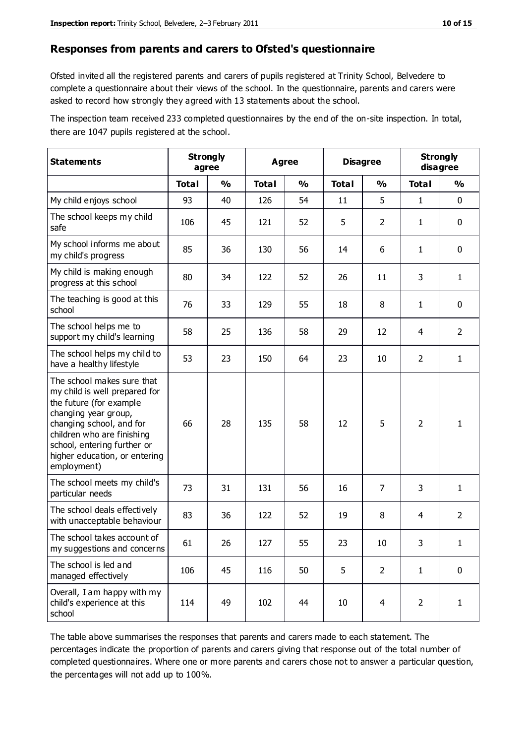## Responses from parents and carers to Ofsted's questionnaire

Ofsted invited all the registered parents and carers of pupils registered at Trinity School, Belvedere to complete a questionnaire about their views of the school. In the questionnaire, parents and carers were asked to record how strongly they agreed with 13 statements about the school.

The inspection team received 233 completed questionnaires by the end of the on-site inspection. In total, there are 1047 pupils registered at the school.

| Statements | Strongly agree | | Agree | | Disagree | | Strongly disagree | |
|---|---|---|---|---|---|---|---|---|
| | **Total** | **%** | **Total** | **%** | **Total** | **%** | **Total** | **%** |
| My child enjoys school | 93 | 40 | 126 | 54 | 11 | 5 | 1 | 0 |
| The school keeps my child safe | 106 | 45 | 121 | 52 | 5 | 2 | 1 | 0 |
| My school informs me about my child's progress | 85 | 36 | 130 | 56 | 14 | 6 | 1 | 0 |
| My child is making enough progress at this school | 80 | 34 | 122 | 52 | 26 | 11 | 3 | 1 |
| The teaching is good at this school | 76 | 33 | 129 | 55 | 18 | 8 | 1 | 0 |
| The school helps me to support my child's learning | 58 | 25 | 136 | 58 | 29 | 12 | 4 | 2 |
| The school helps my child to have a healthy lifestyle | 53 | 23 | 150 | 64 | 23 | 10 | 2 | 1 |
| The school makes sure that my child is well prepared for the future (for example changing year group, changing school, and for children who are finishing school, entering further or higher education, or entering employment) | 66 | 28 | 135 | 58 | 12 | 5 | 2 | 1 |
| The school meets my child's particular needs | 73 | 31 | 131 | 56 | 16 | 7 | 3 | 1 |
| The school deals effectively with unacceptable behaviour | 83 | 36 | 122 | 52 | 19 | 8 | 4 | 2 |
| The school takes account of my suggestions and concerns | 61 | 26 | 127 | 55 | 23 | 10 | 3 | 1 |
| The school is led and managed effectively | 106 | 45 | 116 | 50 | 5 | 2 | 1 | 0 |
| Overall, I am happy with my child's experience at this school | 114 | 49 | 102 | 44 | 10 | 4 | 2 | 1 |

The table above summarises the responses that parents and carers made to each statement. The percentages indicate the proportion of parents and carers giving that response out of the total number of completed questionnaires. Where one or more parents and carers chose not to answer a particular question, the percentages will not add up to 100%.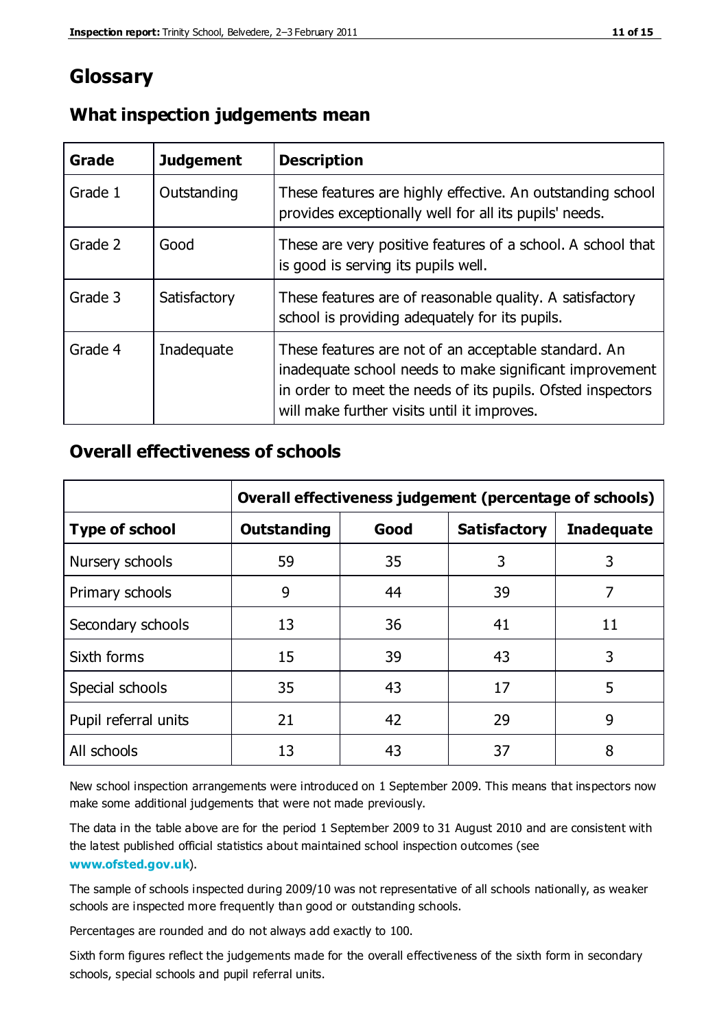# Glossary

## What inspection judgements mean

| Grade | Judgement | Description |
|---|---|---|
| Grade 1 | Outstanding | These features are highly effective. An outstanding school provides exceptionally well for all its pupils' needs. |
| Grade 2 | Good | These are very positive features of a school. A school that is good is serving its pupils well. |
| Grade 3 | Satisfactory | These features are of reasonable quality. A satisfactory school is providing adequately for its pupils. |
| Grade 4 | Inadequate | These features are not of an acceptable standard. An inadequate school needs to make significant improvement in order to meet the needs of its pupils. Ofsted inspectors will make further visits until it improves. |

## Overall effectiveness of schools

| | Overall effectiveness judgement (percentage of schools) | | | |
|---|---|---|---|---|
| **Type of school** | **Outstanding** | **Good** | **Satisfactory** | **Inadequate** |
| Nursery schools | 59 | 35 | 3 | 3 |
| Primary schools | 9 | 44 | 39 | 7 |
| Secondary schools | 13 | 36 | 41 | 11 |
| Sixth forms | 15 | 39 | 43 | 3 |
| Special schools | 35 | 43 | 17 | 5 |
| Pupil referral units | 21 | 42 | 29 | 9 |
| All schools | 13 | 43 | 37 | 8 |

New school inspection arrangements were introduced on 1 September 2009. This means that inspectors now make some additional judgements that were not made previously.

The data in the table above are for the period 1 September 2009 to 31 August 2010 and are consistent with the latest published official statistics about maintained school inspection outcomes (see **www.ofsted.gov.uk**).

The sample of schools inspected during 2009/10 was not representative of all schools nationally, as weaker schools are inspected more frequently than good or outstanding schools.

Percentages are rounded and do not always add exactly to 100.

Sixth form figures reflect the judgements made for the overall effectiveness of the sixth form in secondary schools, special schools and pupil referral units.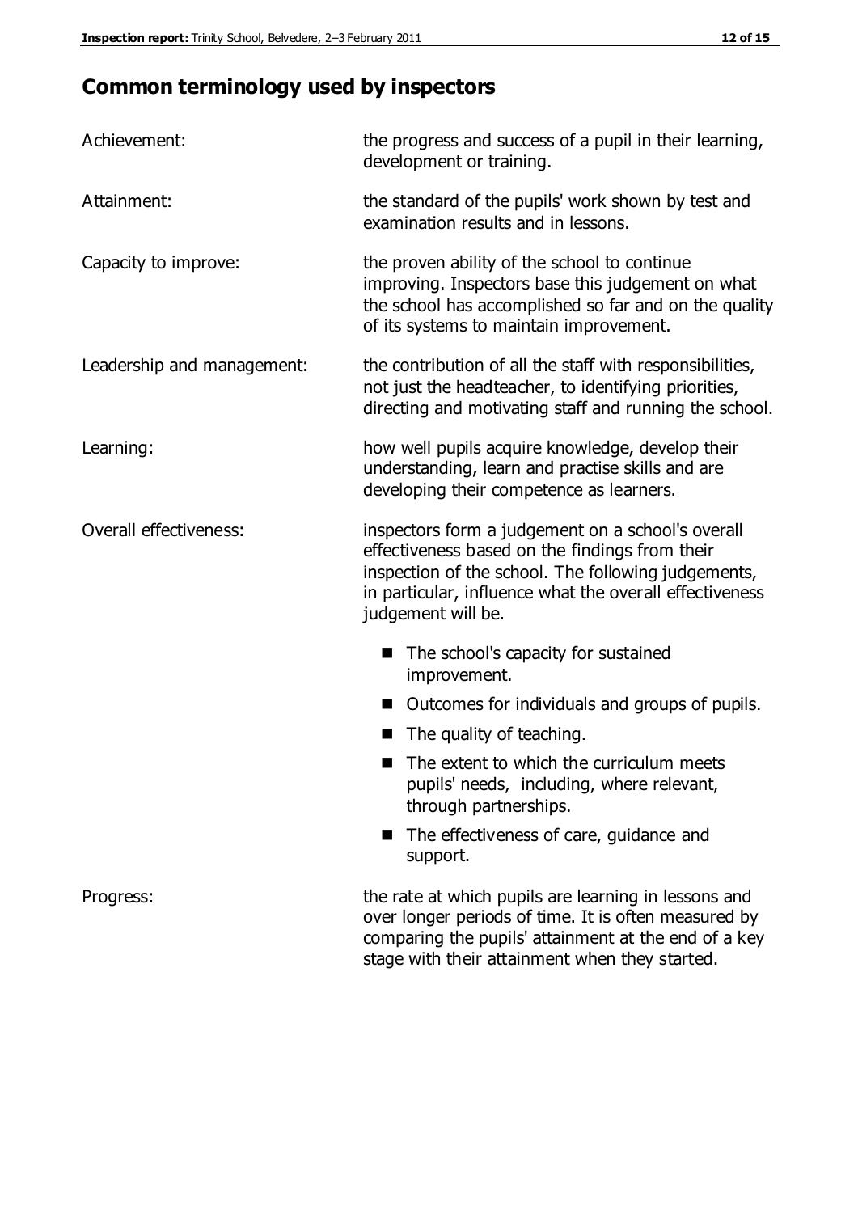## Common terminology used by inspectors

| | |
|---|---|
| Achievement: | the progress and success of a pupil in their learning, development or training. |
| Attainment: | the standard of the pupils' work shown by test and examination results and in lessons. |
| Capacity to improve: | the proven ability of the school to continue improving. Inspectors base this judgement on what the school has accomplished so far and on the quality of its systems to maintain improvement. |
| Leadership and management: | the contribution of all the staff with responsibilities, not just the headteacher, to identifying priorities, directing and motivating staff and running the school. |
| Learning: | how well pupils acquire knowledge, develop their understanding, learn and practise skills and are developing their competence as learners. |
| Overall effectiveness: | inspectors form a judgement on a school's overall effectiveness based on the findings from their inspection of the school. The following judgements, in particular, influence what the overall effectiveness judgement will be.<br>■ The school's capacity for sustained improvement.<br>■ Outcomes for individuals and groups of pupils.<br>■ The quality of teaching.<br>■ The extent to which the curriculum meets pupils' needs, including, where relevant, through partnerships.<br>■ The effectiveness of care, guidance and support. |
| Progress: | the rate at which pupils are learning in lessons and over longer periods of time. It is often measured by comparing the pupils' attainment at the end of a key stage with their attainment when they started. |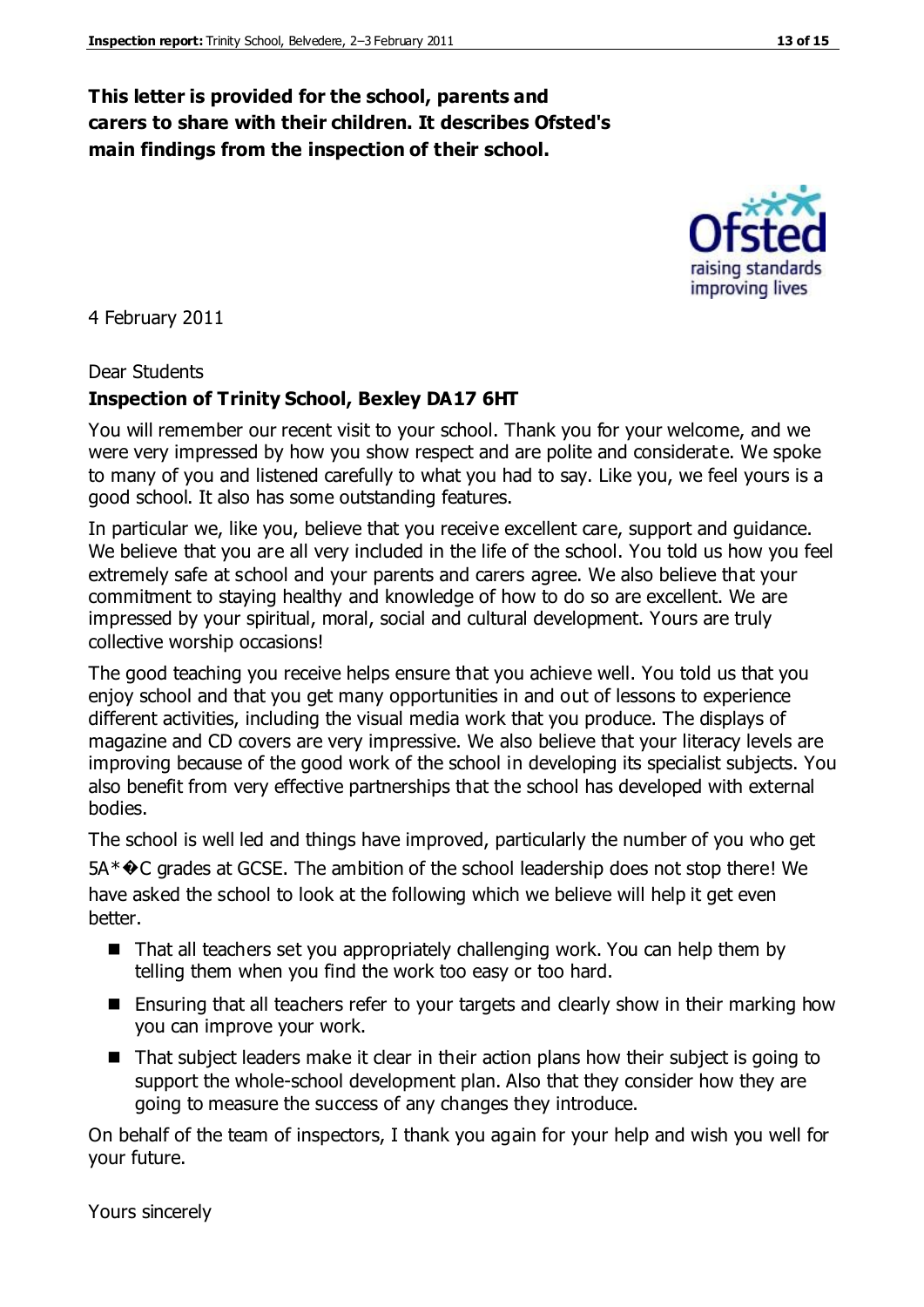**This letter is provided for the school, parents and carers to share with their children. It describes Ofsted's main findings from the inspection of their school.**

4 February 2011

Dear Students

**Inspection of Trinity School, Bexley DA17 6HT**

You will remember our recent visit to your school. Thank you for your welcome, and we were very impressed by how you show respect and are polite and considerate. We spoke to many of you and listened carefully to what you had to say. Like you, we feel yours is a good school. It also has some outstanding features.

In particular we, like you, believe that you receive excellent care, support and guidance. We believe that you are all very included in the life of the school. You told us how you feel extremely safe at school and your parents and carers agree. We also believe that your commitment to staying healthy and knowledge of how to do so are excellent. We are impressed by your spiritual, moral, social and cultural development. Yours are truly collective worship occasions!

The good teaching you receive helps ensure that you achieve well. You told us that you enjoy school and that you get many opportunities in and out of lessons to experience different activities, including the visual media work that you produce. The displays of magazine and CD covers are very impressive. We also believe that your literacy levels are improving because of the good work of the school in developing its specialist subjects. You also benefit from very effective partnerships that the school has developed with external bodies.

The school is well led and things have improved, particularly the number of you who get 5A*�C grades at GCSE. The ambition of the school leadership does not stop there! We have asked the school to look at the following which we believe will help it get even better.

- That all teachers set you appropriately challenging work. You can help them by telling them when you find the work too easy or too hard.
- Ensuring that all teachers refer to your targets and clearly show in their marking how you can improve your work.
- That subject leaders make it clear in their action plans how their subject is going to support the whole-school development plan. Also that they consider how they are going to measure the success of any changes they introduce.

On behalf of the team of inspectors, I thank you again for your help and wish you well for your future.

Yours sincerely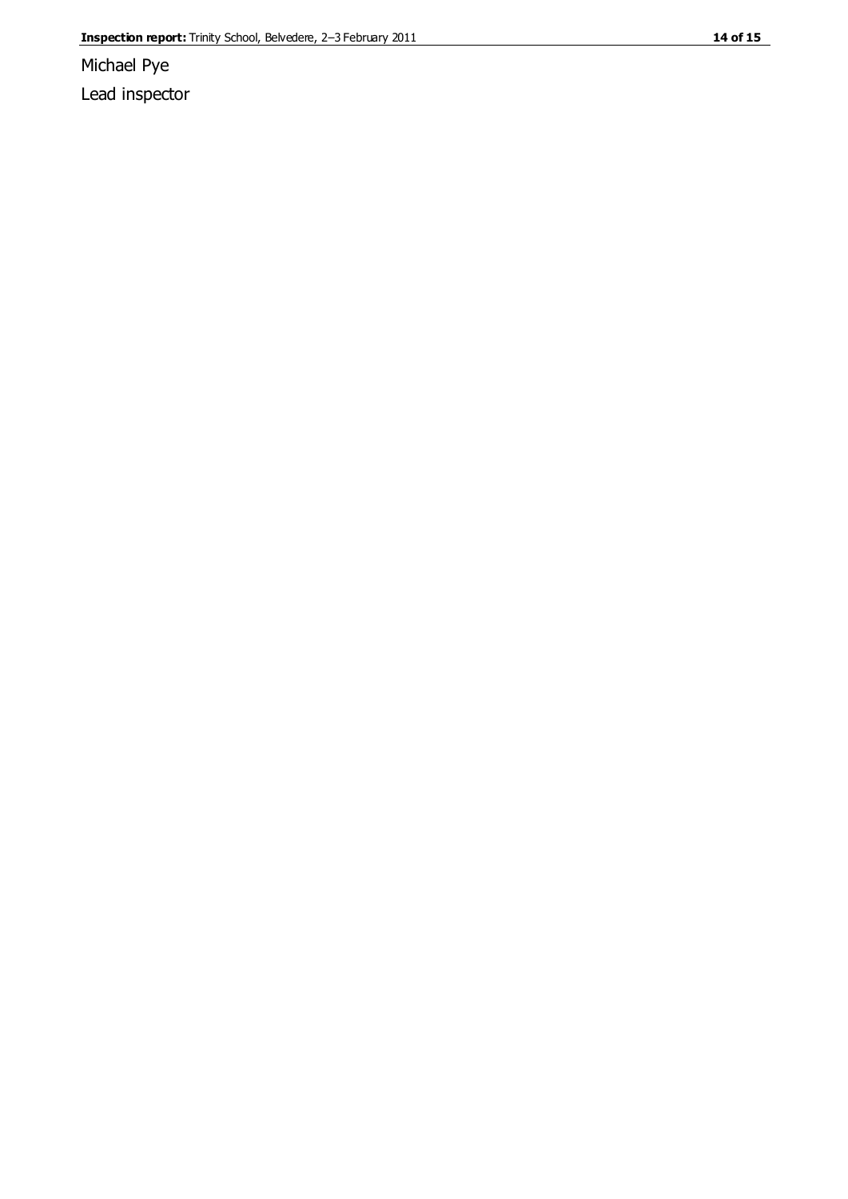Michael Pye

Lead inspector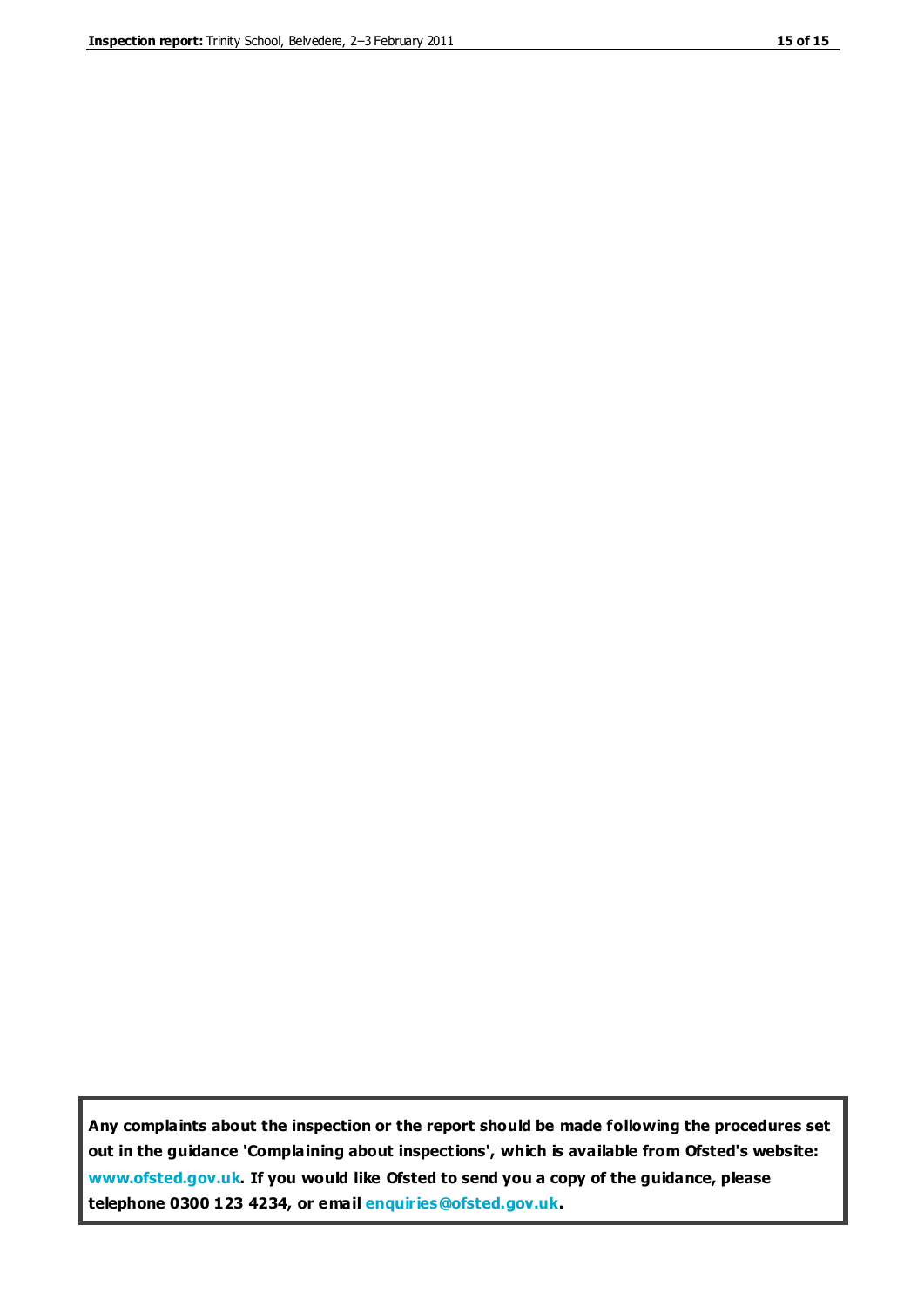**Any complaints about the inspection or the report should be made following the procedures set out in the guidance 'Complaining about inspections', which is available from Ofsted's website: www.ofsted.gov.uk. If you would like Ofsted to send you a copy of the guidance, please telephone 0300 123 4234, or email enquiries@ofsted.gov.uk.**